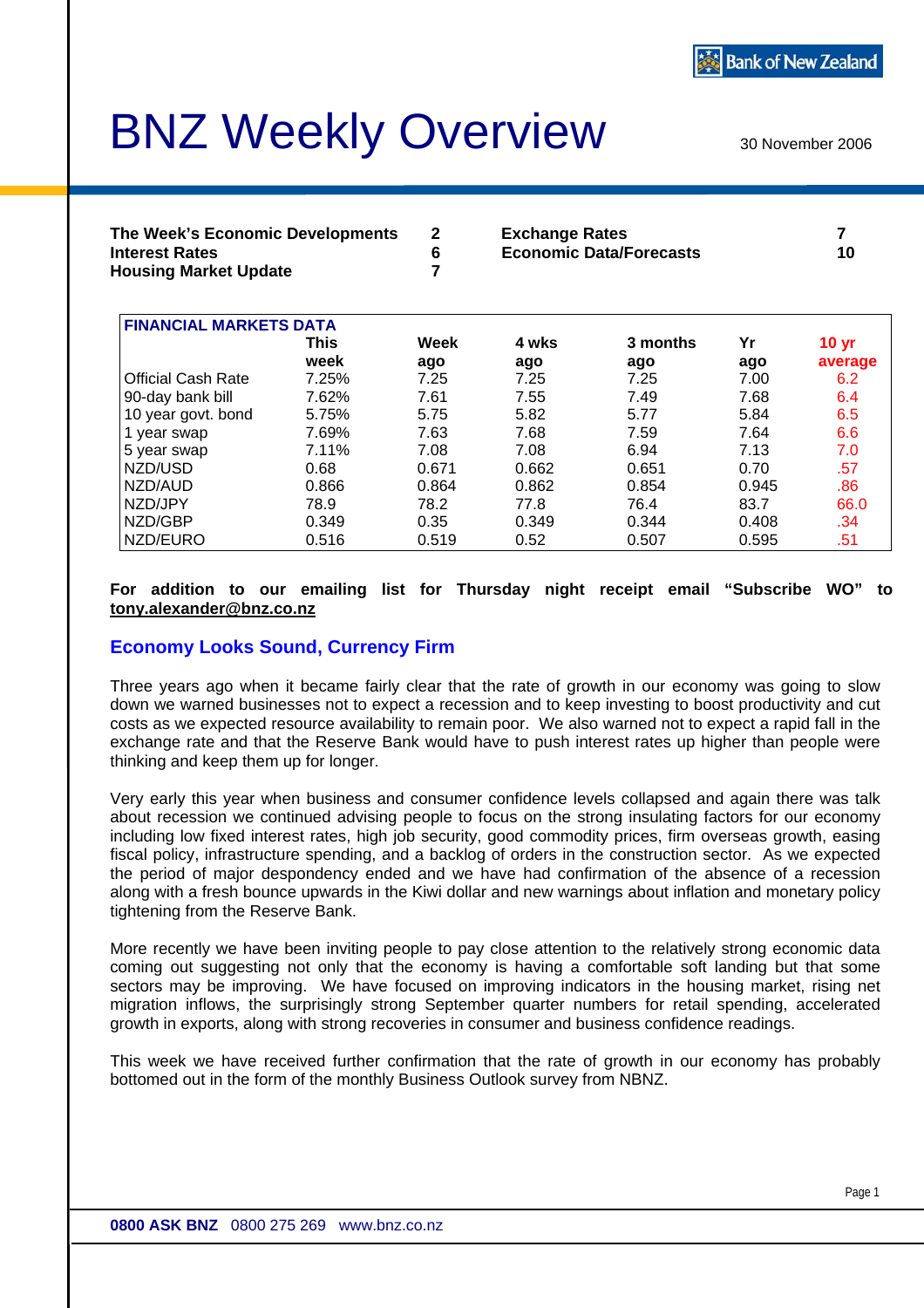Bank of New Zealand

# BNZ Weekly Overview

30 November 2006

| | | | |
|---|---|---|---|
| **The Week's Economic Developments** | **2** | **Exchange Rates** | **7** |
| **Interest Rates** | **6** | **Economic Data/Forecasts** | **10** |
| **Housing Market Update** | **7** | | |

| FINANCIAL MARKETS DATA | This week | Week ago | 4 wks ago | 3 months ago | Yr ago | 10 yr average |
|---|---|---|---|---|---|---|
| Official Cash Rate | 7.25% | 7.25 | 7.25 | 7.25 | 7.00 | 6.2 |
| 90-day bank bill | 7.62% | 7.61 | 7.55 | 7.49 | 7.68 | 6.4 |
| 10 year govt. bond | 5.75% | 5.75 | 5.82 | 5.77 | 5.84 | 6.5 |
| 1 year swap | 7.69% | 7.63 | 7.68 | 7.59 | 7.64 | 6.6 |
| 5 year swap | 7.11% | 7.08 | 7.08 | 6.94 | 7.13 | 7.0 |
| NZD/USD | 0.68 | 0.671 | 0.662 | 0.651 | 0.70 | .57 |
| NZD/AUD | 0.866 | 0.864 | 0.862 | 0.854 | 0.945 | .86 |
| NZD/JPY | 78.9 | 78.2 | 77.8 | 76.4 | 83.7 | 66.0 |
| NZD/GBP | 0.349 | 0.35 | 0.349 | 0.344 | 0.408 | .34 |
| NZD/EURO | 0.516 | 0.519 | 0.52 | 0.507 | 0.595 | .51 |

**For addition to our emailing list for Thursday night receipt email "Subscribe WO" to tony.alexander@bnz.co.nz**

## Economy Looks Sound, Currency Firm

Three years ago when it became fairly clear that the rate of growth in our economy was going to slow down we warned businesses not to expect a recession and to keep investing to boost productivity and cut costs as we expected resource availability to remain poor. We also warned not to expect a rapid fall in the exchange rate and that the Reserve Bank would have to push interest rates up higher than people were thinking and keep them up for longer.

Very early this year when business and consumer confidence levels collapsed and again there was talk about recession we continued advising people to focus on the strong insulating factors for our economy including low fixed interest rates, high job security, good commodity prices, firm overseas growth, easing fiscal policy, infrastructure spending, and a backlog of orders in the construction sector. As we expected the period of major despondency ended and we have had confirmation of the absence of a recession along with a fresh bounce upwards in the Kiwi dollar and new warnings about inflation and monetary policy tightening from the Reserve Bank.

More recently we have been inviting people to pay close attention to the relatively strong economic data coming out suggesting not only that the economy is having a comfortable soft landing but that some sectors may be improving. We have focused on improving indicators in the housing market, rising net migration inflows, the surprisingly strong September quarter numbers for retail spending, accelerated growth in exports, along with strong recoveries in consumer and business confidence readings.

This week we have received further confirmation that the rate of growth in our economy has probably bottomed out in the form of the monthly Business Outlook survey from NBNZ.

**0800 ASK BNZ** 0800 275 269 www.bnz.co.nz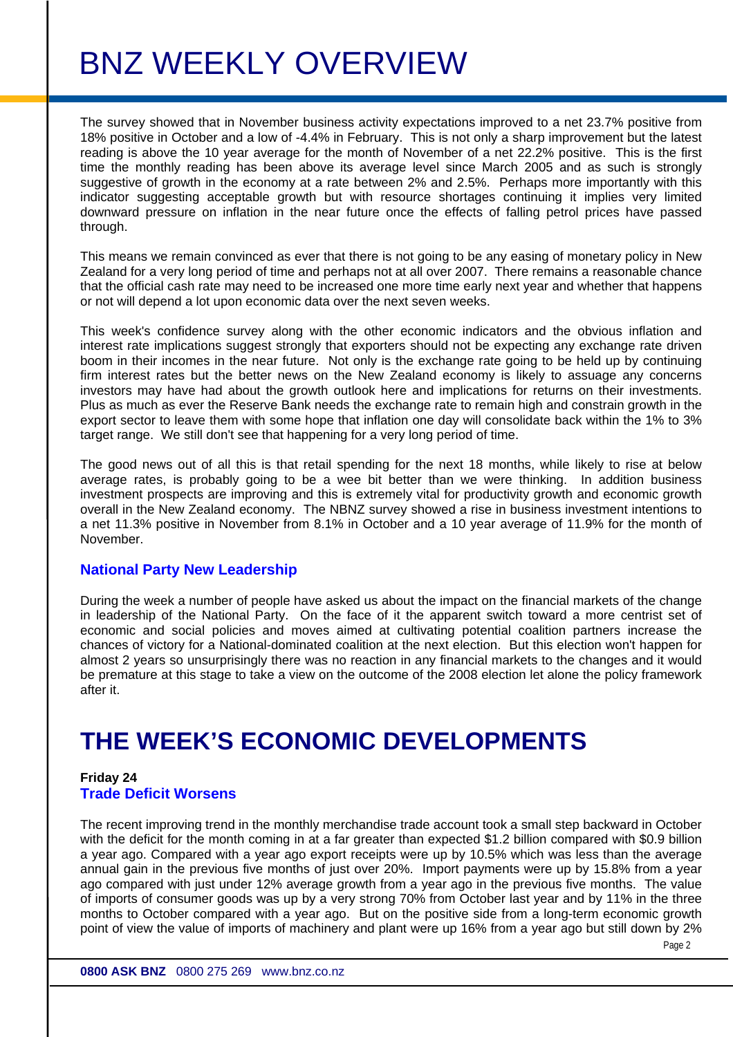The survey showed that in November business activity expectations improved to a net 23.7% positive from 18% positive in October and a low of -4.4% in February. This is not only a sharp improvement but the latest reading is above the 10 year average for the month of November of a net 22.2% positive. This is the first time the monthly reading has been above its average level since March 2005 and as such is strongly suggestive of growth in the economy at a rate between 2% and 2.5%. Perhaps more importantly with this indicator suggesting acceptable growth but with resource shortages continuing it implies very limited downward pressure on inflation in the near future once the effects of falling petrol prices have passed through.

This means we remain convinced as ever that there is not going to be any easing of monetary policy in New Zealand for a very long period of time and perhaps not at all over 2007. There remains a reasonable chance that the official cash rate may need to be increased one more time early next year and whether that happens or not will depend a lot upon economic data over the next seven weeks.

This week's confidence survey along with the other economic indicators and the obvious inflation and interest rate implications suggest strongly that exporters should not be expecting any exchange rate driven boom in their incomes in the near future. Not only is the exchange rate going to be held up by continuing firm interest rates but the better news on the New Zealand economy is likely to assuage any concerns investors may have had about the growth outlook here and implications for returns on their investments. Plus as much as ever the Reserve Bank needs the exchange rate to remain high and constrain growth in the export sector to leave them with some hope that inflation one day will consolidate back within the 1% to 3% target range. We still don't see that happening for a very long period of time.

The good news out of all this is that retail spending for the next 18 months, while likely to rise at below average rates, is probably going to be a wee bit better than we were thinking. In addition business investment prospects are improving and this is extremely vital for productivity growth and economic growth overall in the New Zealand economy. The NBNZ survey showed a rise in business investment intentions to a net 11.3% positive in November from 8.1% in October and a 10 year average of 11.9% for the month of November.

### National Party New Leadership

During the week a number of people have asked us about the impact on the financial markets of the change in leadership of the National Party. On the face of it the apparent switch toward a more centrist set of economic and social policies and moves aimed at cultivating potential coalition partners increase the chances of victory for a National-dominated coalition at the next election. But this election won't happen for almost 2 years so unsurprisingly there was no reaction in any financial markets to the changes and it would be premature at this stage to take a view on the outcome of the 2008 election let alone the policy framework after it.

## THE WEEK'S ECONOMIC DEVELOPMENTS

**Friday 24**

### Trade Deficit Worsens

The recent improving trend in the monthly merchandise trade account took a small step backward in October with the deficit for the month coming in at a far greater than expected $1.2 billion compared with $0.9 billion a year ago. Compared with a year ago export receipts were up by 10.5% which was less than the average annual gain in the previous five months of just over 20%. Import payments were up by 15.8% from a year ago compared with just under 12% average growth from a year ago in the previous five months. The value of imports of consumer goods was up by a very strong 70% from October last year and by 11% in the three months to October compared with a year ago. But on the positive side from a long-term economic growth point of view the value of imports of machinery and plant were up 16% from a year ago but still down by 2%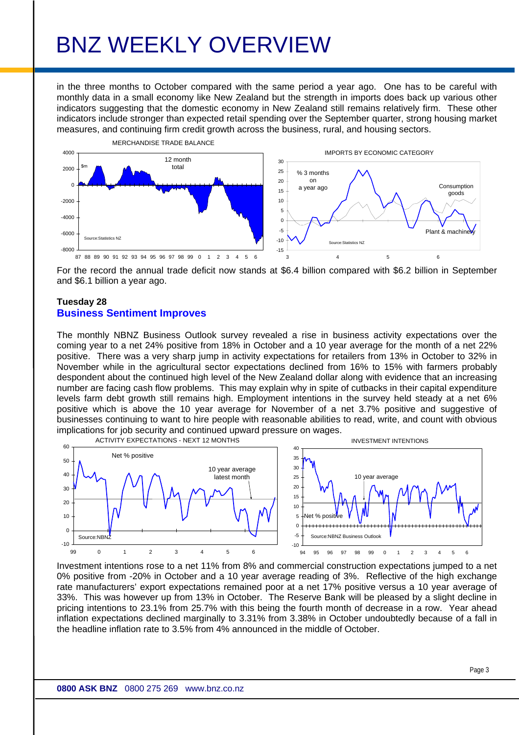in the three months to October compared with the same period a year ago. One has to be careful with monthly data in a small economy like New Zealand but the strength in imports does back up various other indicators suggesting that the domestic economy in New Zealand still remains relatively firm. These other indicators include stronger than expected retail spending over the September quarter, strong housing market measures, and continuing firm credit growth across the business, rural, and housing sectors.

For the record the annual trade deficit now stands at $6.4 billion compared with $6.2 billion in September and $6.1 billion a year ago.

**Tuesday 28**

## Business Sentiment Improves

The monthly NBNZ Business Outlook survey revealed a rise in business activity expectations over the coming year to a net 24% positive from 18% in October and a 10 year average for the month of a net 22% positive. There was a very sharp jump in activity expectations for retailers from 13% in October to 32% in November while in the agricultural sector expectations declined from 16% to 15% with farmers probably despondent about the continued high level of the New Zealand dollar along with evidence that an increasing number are facing cash flow problems. This may explain why in spite of cutbacks in their capital expenditure levels farm debt growth still remains high. Employment intentions in the survey held steady at a net 6% positive which is above the 10 year average for November of a net 3.7% positive and suggestive of businesses continuing to want to hire people with reasonable abilities to read, write, and count with obvious implications for job security and continued upward pressure on wages.

Investment intentions rose to a net 11% from 8% and commercial construction expectations jumped to a net 0% positive from -20% in October and a 10 year average reading of 3%. Reflective of the high exchange rate manufacturers' export expectations remained poor at a net 17% positive versus a 10 year average of 33%. This was however up from 13% in October. The Reserve Bank will be pleased by a slight decline in pricing intentions to 23.1% from 25.7% with this being the fourth month of decrease in a row. Year ahead inflation expectations declined marginally to 3.31% from 3.38% in October undoubtedly because of a fall in the headline inflation rate to 3.5% from 4% announced in the middle of October.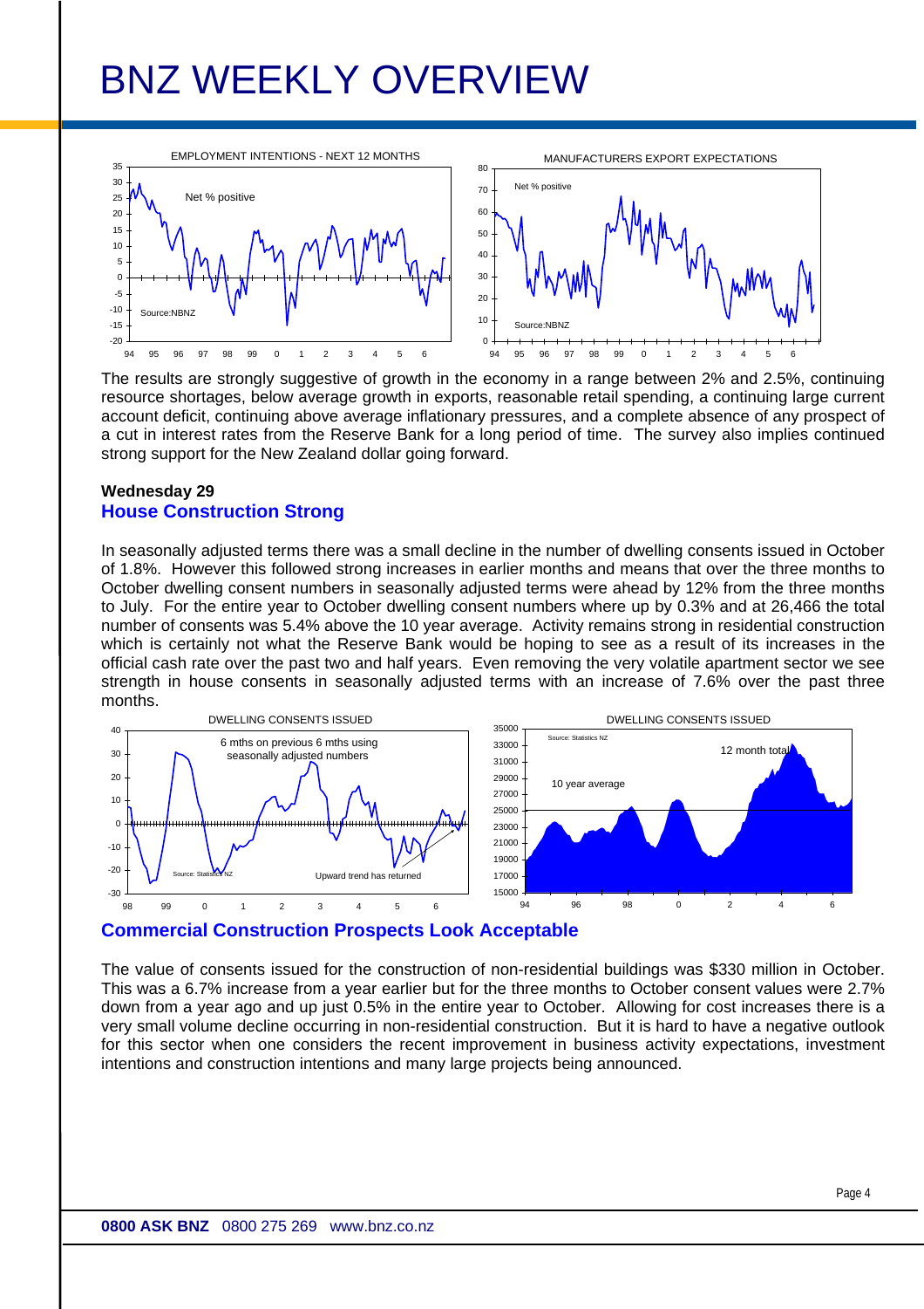The results are strongly suggestive of growth in the economy in a range between 2% and 2.5%, continuing resource shortages, below average growth in exports, reasonable retail spending, a continuing large current account deficit, continuing above average inflationary pressures, and a complete absence of any prospect of a cut in interest rates from the Reserve Bank for a long period of time. The survey also implies continued strong support for the New Zealand dollar going forward.

**Wednesday 29**

## House Construction Strong

In seasonally adjusted terms there was a small decline in the number of dwelling consents issued in October of 1.8%. However this followed strong increases in earlier months and means that over the three months to October dwelling consent numbers in seasonally adjusted terms were ahead by 12% from the three months to July. For the entire year to October dwelling consent numbers where up by 0.3% and at 26,466 the total number of consents was 5.4% above the 10 year average. Activity remains strong in residential construction which is certainly not what the Reserve Bank would be hoping to see as a result of its increases in the official cash rate over the past two and half years. Even removing the very volatile apartment sector we see strength in house consents in seasonally adjusted terms with an increase of 7.6% over the past three months.

## Commercial Construction Prospects Look Acceptable

The value of consents issued for the construction of non-residential buildings was $330 million in October. This was a 6.7% increase from a year earlier but for the three months to October consent values were 2.7% down from a year ago and up just 0.5% in the entire year to October. Allowing for cost increases there is a very small volume decline occurring in non-residential construction. But it is hard to have a negative outlook for this sector when one considers the recent improvement in business activity expectations, investment intentions and construction intentions and many large projects being announced.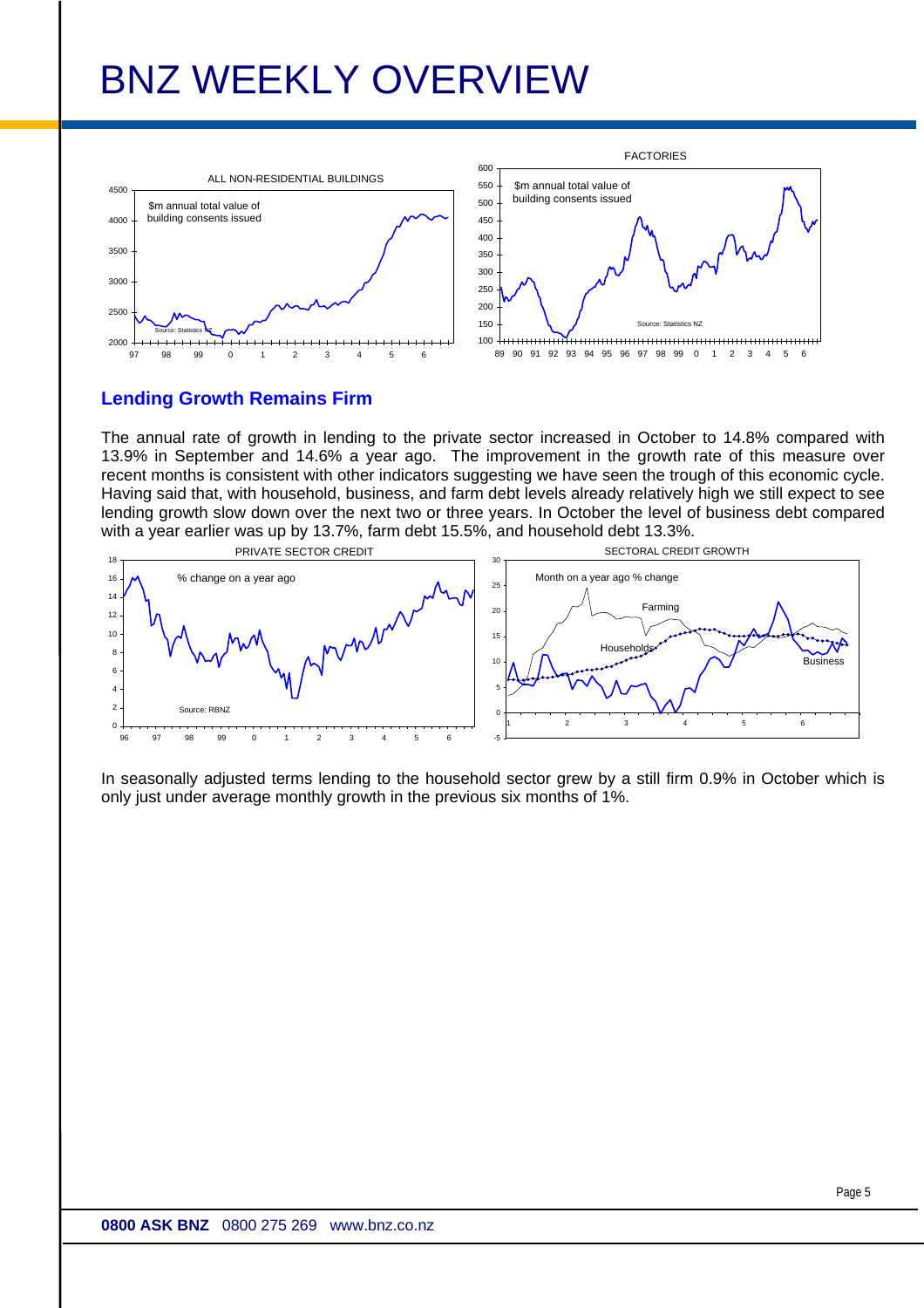# BNZ WEEKLY OVERVIEW

## Lending Growth Remains Firm

The annual rate of growth in lending to the private sector increased in October to 14.8% compared with 13.9% in September and 14.6% a year ago. The improvement in the growth rate of this measure over recent months is consistent with other indicators suggesting we have seen the trough of this economic cycle. Having said that, with household, business, and farm debt levels already relatively high we still expect to see lending growth slow down over the next two or three years. In October the level of business debt compared with a year earlier was up by 13.7%, farm debt 15.5%, and household debt 13.3%.

In seasonally adjusted terms lending to the household sector grew by a still firm 0.9% in October which is only just under average monthly growth in the previous six months of 1%.

0800 ASK BNZ 0800 275 269 www.bnz.co.nz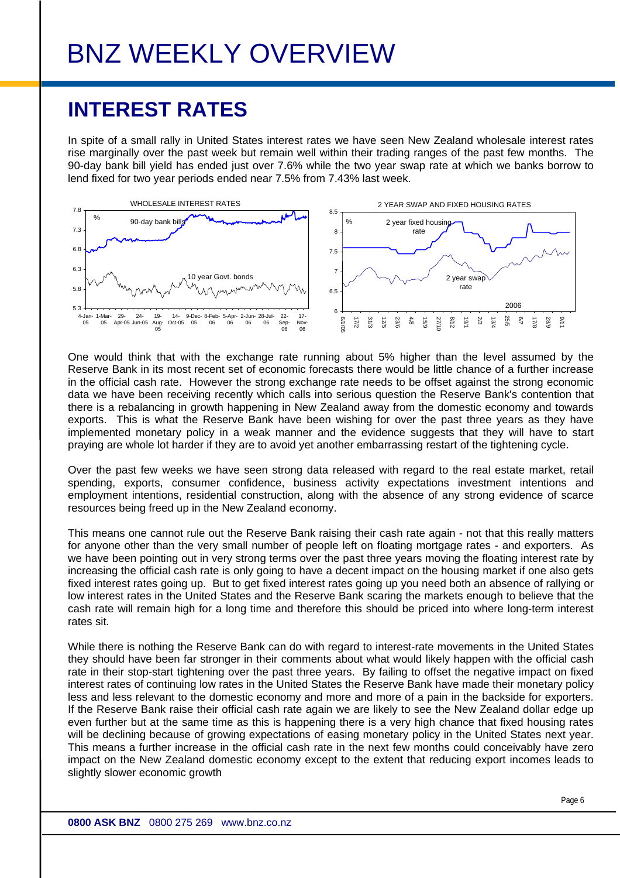# BNZ WEEKLY OVERVIEW

## INTEREST RATES

In spite of a small rally in United States interest rates we have seen New Zealand wholesale interest rates rise marginally over the past week but remain well within their trading ranges of the past few months. The 90-day bank bill yield has ended just over 7.6% while the two year swap rate at which we banks borrow to lend fixed for two year periods ended near 7.5% from 7.43% last week.

One would think that with the exchange rate running about 5% higher than the level assumed by the Reserve Bank in its most recent set of economic forecasts there would be little chance of a further increase in the official cash rate. However the strong exchange rate needs to be offset against the strong economic data we have been receiving recently which calls into serious question the Reserve Bank's contention that there is a rebalancing in growth happening in New Zealand away from the domestic economy and towards exports. This is what the Reserve Bank have been wishing for over the past three years as they have implemented monetary policy in a weak manner and the evidence suggests that they will have to start praying are whole lot harder if they are to avoid yet another embarrassing restart of the tightening cycle.

Over the past few weeks we have seen strong data released with regard to the real estate market, retail spending, exports, consumer confidence, business activity expectations investment intentions and employment intentions, residential construction, along with the absence of any strong evidence of scarce resources being freed up in the New Zealand economy.

This means one cannot rule out the Reserve Bank raising their cash rate again - not that this really matters for anyone other than the very small number of people left on floating mortgage rates - and exporters. As we have been pointing out in very strong terms over the past three years moving the floating interest rate by increasing the official cash rate is only going to have a decent impact on the housing market if one also gets fixed interest rates going up. But to get fixed interest rates going up you need both an absence of rallying or low interest rates in the United States and the Reserve Bank scaring the markets enough to believe that the cash rate will remain high for a long time and therefore this should be priced into where long-term interest rates sit.

While there is nothing the Reserve Bank can do with regard to interest-rate movements in the United States they should have been far stronger in their comments about what would likely happen with the official cash rate in their stop-start tightening over the past three years. By failing to offset the negative impact on fixed interest rates of continuing low rates in the United States the Reserve Bank have made their monetary policy less and less relevant to the domestic economy and more and more of a pain in the backside for exporters. If the Reserve Bank raise their official cash rate again we are likely to see the New Zealand dollar edge up even further but at the same time as this is happening there is a very high chance that fixed housing rates will be declining because of growing expectations of easing monetary policy in the United States next year. This means a further increase in the official cash rate in the next few months could conceivably have zero impact on the New Zealand domestic economy except to the extent that reducing export incomes leads to slightly slower economic growth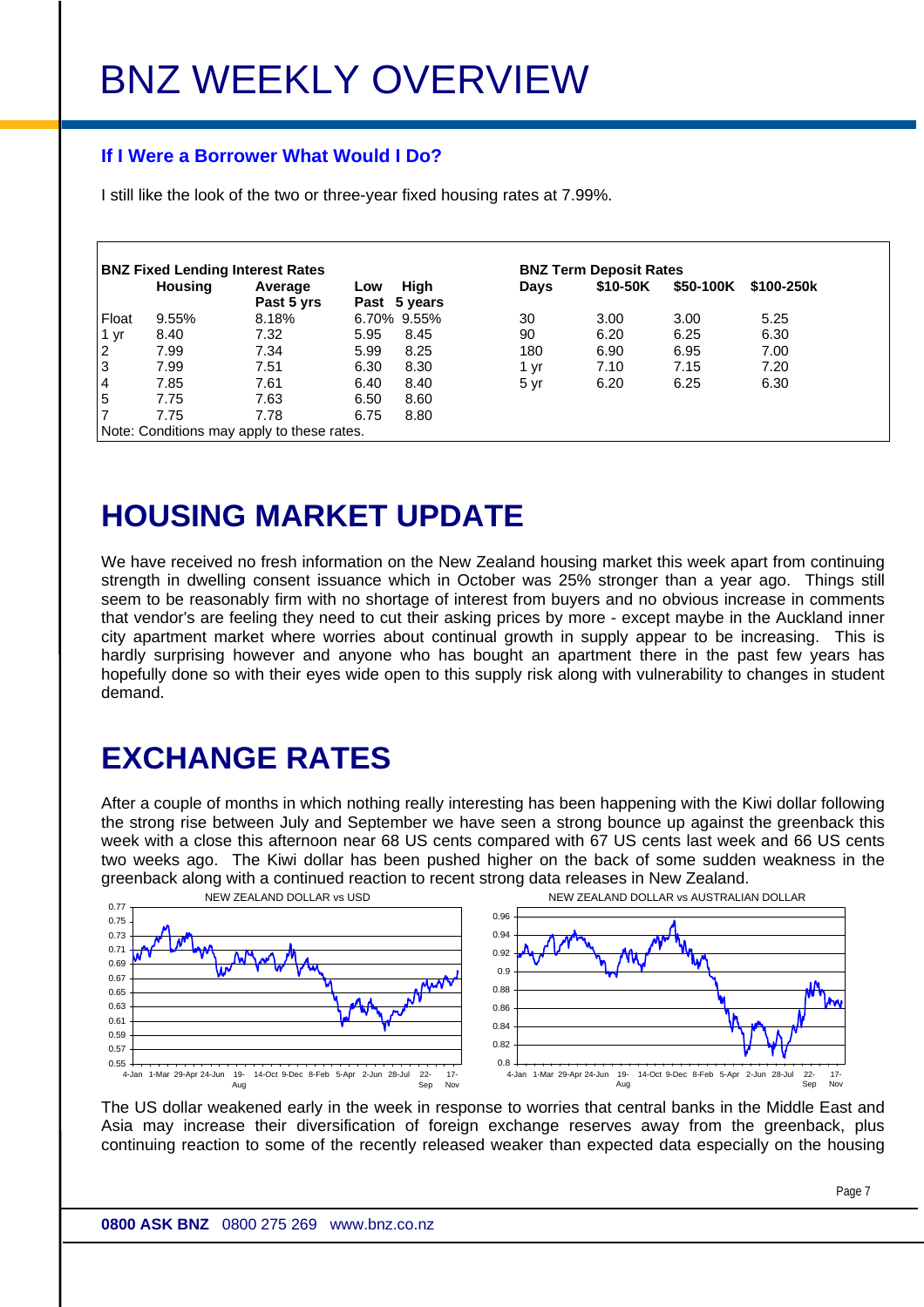# BNZ WEEKLY OVERVIEW

### If I Were a Borrower What Would I Do?

I still like the look of the two or three-year fixed housing rates at 7.99%.

| BNZ Fixed Lending Interest Rates | | | | |
|---|---|---|---|---|
| | Housing | Average Past 5 yrs | Low Past | High 5 years |
| Float | 9.55% | 8.18% | 6.70% | 9.55% |
| 1 yr | 8.40 | 7.32 | 5.95 | 8.45 |
| 2 | 7.99 | 7.34 | 5.99 | 8.25 |
| 3 | 7.99 | 7.51 | 6.30 | 8.30 |
| 4 | 7.85 | 7.61 | 6.40 | 8.40 |
| 5 | 7.75 | 7.63 | 6.50 | 8.60 |
| 7 | 7.75 | 7.78 | 6.75 | 8.80 |

Note: Conditions may apply to these rates.

| BNZ Term Deposit Rates | | | |
|---|---|---|---|
| Days | \$10-50K | \$50-100K | \$100-250k |
| 30 | 3.00 | 3.00 | 5.25 |
| 90 | 6.20 | 6.25 | 6.30 |
| 180 | 6.90 | 6.95 | 7.00 |
| 1 yr | 7.10 | 7.15 | 7.20 |
| 5 yr | 6.20 | 6.25 | 6.30 |

# HOUSING MARKET UPDATE

We have received no fresh information on the New Zealand housing market this week apart from continuing strength in dwelling consent issuance which in October was 25% stronger than a year ago. Things still seem to be reasonably firm with no shortage of interest from buyers and no obvious increase in comments that vendor's are feeling they need to cut their asking prices by more - except maybe in the Auckland inner city apartment market where worries about continual growth in supply appear to be increasing. This is hardly surprising however and anyone who has bought an apartment there in the past few years has hopefully done so with their eyes wide open to this supply risk along with vulnerability to changes in student demand.

# EXCHANGE RATES

After a couple of months in which nothing really interesting has been happening with the Kiwi dollar following the strong rise between July and September we have seen a strong bounce up against the greenback this week with a close this afternoon near 68 US cents compared with 67 US cents last week and 66 US cents two weeks ago. The Kiwi dollar has been pushed higher on the back of some sudden weakness in the greenback along with a continued reaction to recent strong data releases in New Zealand.

NEW ZEALAND DOLLAR vs USD

NEW ZEALAND DOLLAR vs AUSTRALIAN DOLLAR

The US dollar weakened early in the week in response to worries that central banks in the Middle East and Asia may increase their diversification of foreign exchange reserves away from the greenback, plus continuing reaction to some of the recently released weaker than expected data especially on the housing

**0800 ASK BNZ** 0800 275 269 www.bnz.co.nz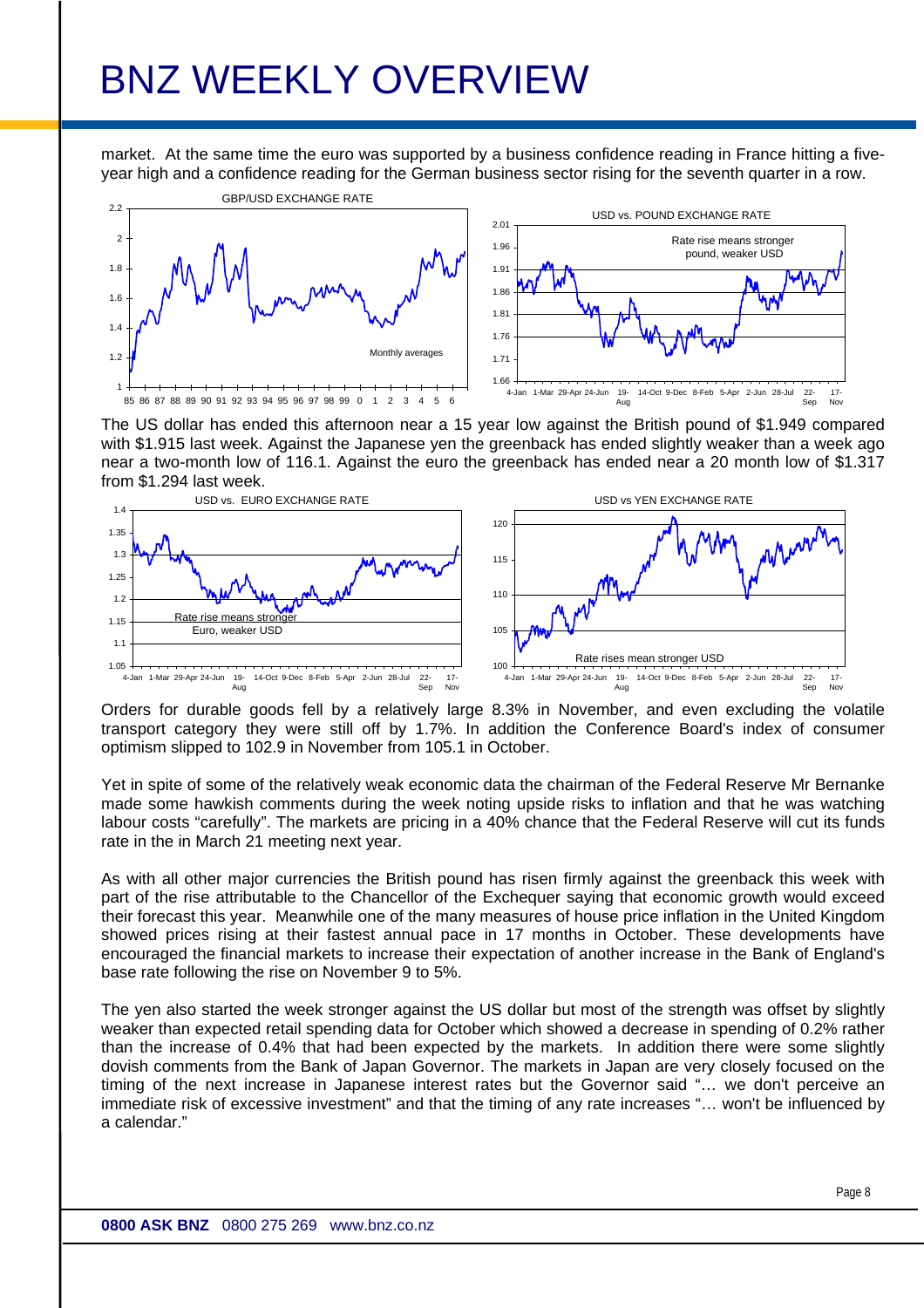market. At the same time the euro was supported by a business confidence reading in France hitting a five-year high and a confidence reading for the German business sector rising for the seventh quarter in a row.

The US dollar has ended this afternoon near a 15 year low against the British pound of $1.949 compared with $1.915 last week. Against the Japanese yen the greenback has ended slightly weaker than a week ago near a two-month low of 116.1. Against the euro the greenback has ended a 20 month low of $1.317 from $1.294 last week.

Orders for durable goods fell by a relatively large 8.3% in November, and even excluding the volatile transport category they were still off by 1.7%. In addition the Conference Board's index of consumer optimism slipped to 102.9 in November from 105.1 in October.

Yet in spite of some of the relatively weak economic data the chairman of the Federal Reserve Mr Bernanke made some hawkish comments during the week noting upside risks to inflation and that he was watching labour costs "carefully". The markets are pricing in a 40% chance that the Federal Reserve will cut its funds rate in the in March 21 meeting next year.

As with all other major currencies the British pound has risen firmly against the greenback this week with part of the rise attributable to the Chancellor of the Exchequer saying that economic growth would exceed their forecast this year. Meanwhile one of the many measures of house price inflation in the United Kingdom showed prices rising at their fastest annual pace in 17 months in October. These developments have encouraged the financial markets to increase their expectation of another increase in the Bank of England's base rate following the rise on November 9 to 5%.

The yen also started the week stronger against the US dollar but most of the strength was offset by slightly weaker than expected retail spending data for October which showed a decrease in spending of 0.2% rather than the increase of 0.4% that had been expected by the markets. In addition there were some slightly dovish comments from the Bank of Japan Governor. The markets in Japan are very closely focused on the timing of the next increase in Japanese interest rates but the Governor said "… we don't perceive an immediate risk of excessive investment" and that the timing of any rate increases "… won't be influenced by a calendar."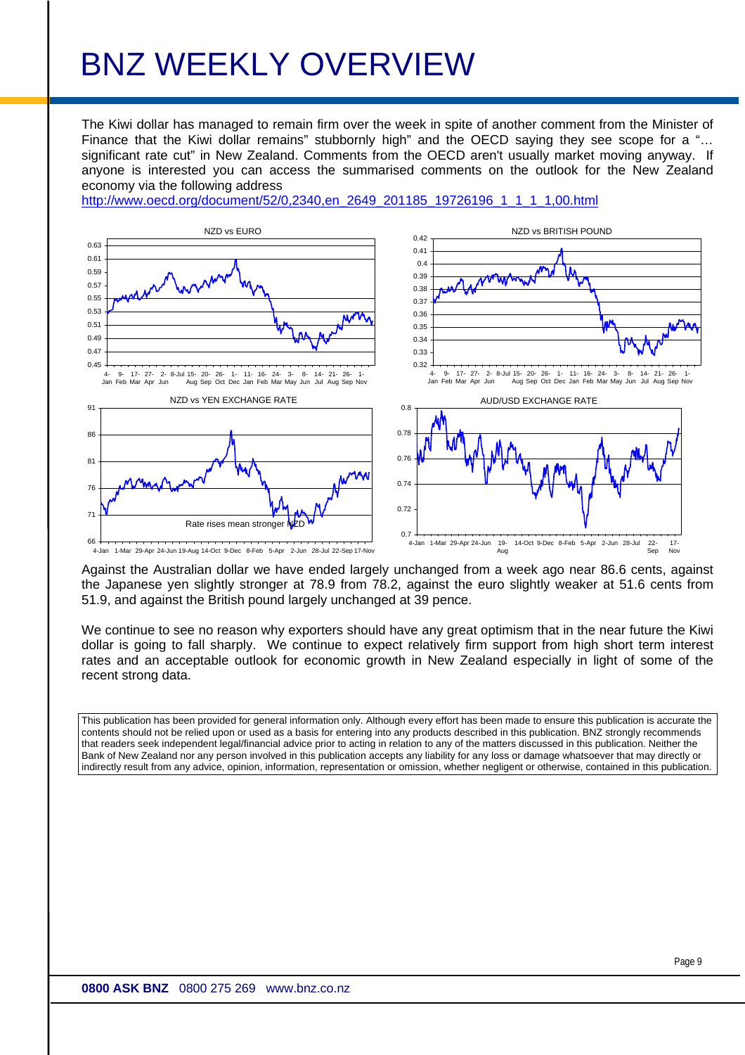# BNZ WEEKLY OVERVIEW

The Kiwi dollar has managed to remain firm over the week in spite of another comment from the Minister of Finance that the Kiwi dollar remains" stubbornly high" and the OECD saying they see scope for a "… significant rate cut" in New Zealand. Comments from the OECD aren't usually market moving anyway. If anyone is interested you can access the summarised comments on the outlook for the New Zealand economy via the following address
http://www.oecd.org/document/52/0,2340,en_2649_201185_19726196_1_1_1_1,00.html

Against the Australian dollar we have ended largely unchanged from a week ago near 86.6 cents, against the Japanese yen slightly stronger at 78.9 from 78.2, against the euro slightly weaker at 51.6 cents from 51.9, and against the British pound largely unchanged at 39 pence.

We continue to see no reason why exporters should have any great optimism that in the near future the Kiwi dollar is going to fall sharply. We continue to expect relatively firm support from high short term interest rates and an acceptable outlook for economic growth in New Zealand especially in light of some of the recent strong data.

This publication has been provided for general information only. Although every effort has been made to ensure this publication is accurate the contents should not be relied upon or used as a basis for entering into any products described in this publication. BNZ strongly recommends that readers seek independent legal/financial advice prior to acting in relation to any of the matters discussed in this publication. Neither the Bank of New Zealand nor any person involved in this publication accepts any liability for any loss or damage whatsoever that may directly or indirectly result from any advice, opinion, information, representation or omission, whether negligent or otherwise, contained in this publication.

**0800 ASK BNZ** 0800 275 269 www.bnz.co.nz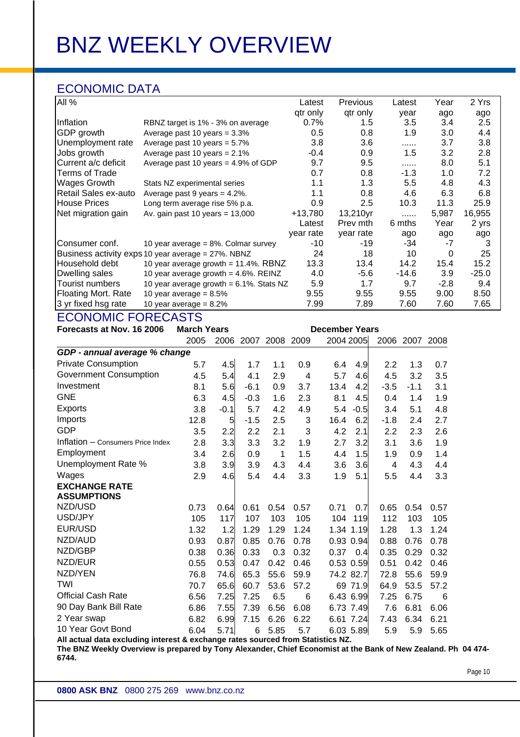# BNZ WEEKLY OVERVIEW

## ECONOMIC DATA

| All % | | Latest qtr only | Previous qtr only | Latest year | Year ago | 2 Yrs ago |
|---|---|---|---|---|---|---|
| Inflation | RBNZ target is 1% - 3% on average | 0.7% | 1.5 | 3.5 | 3.4 | 2.5 |
| GDP growth | Average past 10 years = 3.3% | 0.5 | 0.8 | 1.9 | 3.0 | 4.4 |
| Unemployment rate | Average past 10 years = 5.7% | 3.8 | 3.6 | ...... | 3.7 | 3.8 |
| Jobs growth | Average past 10 years = 2.1% | -0.4 | 0.9 | 1.5 | 3.2 | 2.8 |
| Current a/c deficit | Average past 10 years = 4.9% of GDP | 9.7 | 9.5 | ...... | 8.0 | 5.1 |
| Terms of Trade | | 0.7 | 0.8 | -1.3 | 1.0 | 7.2 |
| Wages Growth | Stats NZ experimental series | 1.1 | 1.3 | 5.5 | 4.8 | 4.3 |
| Retail Sales ex-auto | Average past 9 years = 4.2%. | 1.1 | 0.8 | 4.6 | 6.3 | 6.8 |
| House Prices | Long term average rise 5% p.a. | 0.9 | 2.5 | 10.3 | 11.3 | 25.9 |
| Net migration gain | Av. gain past 10 years = 13,000 | +13,780 | 13,210yr | ...... | 5,987 | 16,955 |
| | | Latest year rate | Prev mth year rate | 6 mths ago | Year ago | 2 yrs ago |
| Consumer conf. | 10 year average = 8%. Colmar survey | -10 | -19 | -34 | -7 | 3 |
| Business activity exps | 10 year average = 27%. NBNZ | 24 | 18 | 10 | 0 | 25 |
| Household debt | 10 year average growth = 11.4%. RBNZ | 13.3 | 13.4 | 14.2 | 15.4 | 15.2 |
| Dwelling sales | 10 year average growth = 4.6%. REINZ | 4.0 | -5.6 | -14.6 | 3.9 | -25.0 |
| Tourist numbers | 10 year average growth = 6.1%. Stats NZ | 5.9 | 1.7 | 9.7 | -2.8 | 9.4 |
| Floating Mort. Rate | 10 year average = 8.5% | 9.55 | 9.55 | 9.55 | 9.00 | 8.50 |
| 3 yr fixed hsg rate | 10 year average = 8.2% | 7.99 | 7.89 | 7.60 | 7.60 | 7.65 |

## ECONOMIC FORECASTS

| Forecasts at Nov. 16 2006 | March Years | | | | | December Years | | | | |
|---|---|---|---|---|---|---|---|---|---|---|
| | 2005 | 2006 | 2007 | 2008 | 2009 | 2004 | 2005 | 2006 | 2007 | 2008 |
| ***GDP - annual average % change*** | | | | | | | | | | |
| Private Consumption | 5.7 | 4.5 | 1.7 | 1.1 | 0.9 | 6.4 | 4.9 | 2.2 | 1.3 | 0.7 |
| Government Consumption | 4.5 | 5.4 | 4.1 | 2.9 | 4 | 5.7 | 4.6 | 4.5 | 3.2 | 3.5 |
| Investment | 8.1 | 5.6 | -6.1 | 0.9 | 3.7 | 13.4 | 4.2 | -3.5 | -1.1 | 3.1 |
| GNE | 6.3 | 4.5 | -0.3 | 1.6 | 2.3 | 8.1 | 4.5 | 0.4 | 1.4 | 1.9 |
| Exports | 3.8 | -0.1 | 5.7 | 4.2 | 4.9 | 5.4 | -0.5 | 3.4 | 5.1 | 4.8 |
| Imports | 12.8 | 5 | -1.5 | 2.5 | 3 | 16.4 | 6.2 | -1.8 | 2.4 | 2.7 |
| GDP | 3.5 | 2.2 | 2.2 | 2.1 | 3 | 4.2 | 2.1 | 2.2 | 2.3 | 2.6 |
| Inflation – Consumers Price Index | 2.8 | 3.3 | 3.3 | 3.2 | 1.9 | 2.7 | 3.2 | 3.1 | 3.6 | 1.9 |
| Employment | 3.4 | 2.6 | 0.9 | 1 | 1.5 | 4.4 | 1.5 | 1.9 | 0.9 | 1.4 |
| Unemployment Rate % | 3.8 | 3.9 | 3.9 | 4.3 | 4.4 | 3.6 | 3.6 | 4 | 4.3 | 4.4 |
| Wages | 2.9 | 4.6 | 5.4 | 4.4 | 3.3 | 1.9 | 5.1 | 5.5 | 4.4 | 3.3 |
| **EXCHANGE RATE ASSUMPTIONS** | | | | | | | | | | |
| NZD/USD | 0.73 | 0.64 | 0.61 | 0.54 | 0.57 | 0.71 | 0.7 | 0.65 | 0.54 | 0.57 |
| USD/JPY | 105 | 117 | 107 | 103 | 105 | 104 | 119 | 112 | 103 | 105 |
| EUR/USD | 1.32 | 1.2 | 1.29 | 1.29 | 1.24 | 1.34 | 1.19 | 1.28 | 1.3 | 1.24 |
| NZD/AUD | 0.93 | 0.87 | 0.85 | 0.76 | 0.78 | 0.93 | 0.94 | 0.88 | 0.76 | 0.78 |
| NZD/GBP | 0.38 | 0.36 | 0.33 | 0.3 | 0.32 | 0.37 | 0.4 | 0.35 | 0.29 | 0.32 |
| NZD/EUR | 0.55 | 0.53 | 0.47 | 0.42 | 0.46 | 0.53 | 0.59 | 0.51 | 0.42 | 0.46 |
| NZD/YEN | 76.8 | 74.6 | 65.3 | 55.6 | 59.9 | 74.2 | 82.7 | 72.8 | 55.6 | 59.9 |
| TWI | 70.7 | 65.6 | 60.7 | 53.6 | 57.2 | 69 | 71.9 | 64.9 | 53.5 | 57.2 |
| Official Cash Rate | 6.56 | 7.25 | 7.25 | 6.5 | 6 | 6.43 | 6.99 | 7.25 | 6.75 | 6 |
| 90 Day Bank Bill Rate | 6.86 | 7.55 | 7.39 | 6.56 | 6.08 | 6.73 | 7.49 | 7.6 | 6.81 | 6.06 |
| 2 Year swap | 6.82 | 6.99 | 7.15 | 6.26 | 6.22 | 6.61 | 7.24 | 7.43 | 6.34 | 6.21 |
| 10 Year Govt Bond | 6.04 | 5.71 | 6 | 5.85 | 5.7 | 6.03 | 5.89 | 5.9 | 5.9 | 5.65 |

**All actual data excluding interest & exchange rates sourced from Statistics NZ.**

**The BNZ Weekly Overview is prepared by Tony Alexander, Chief Economist at the Bank of New Zealand. Ph 04 474-6744.**

**0800 ASK BNZ** 0800 275 269 www.bnz.co.nz